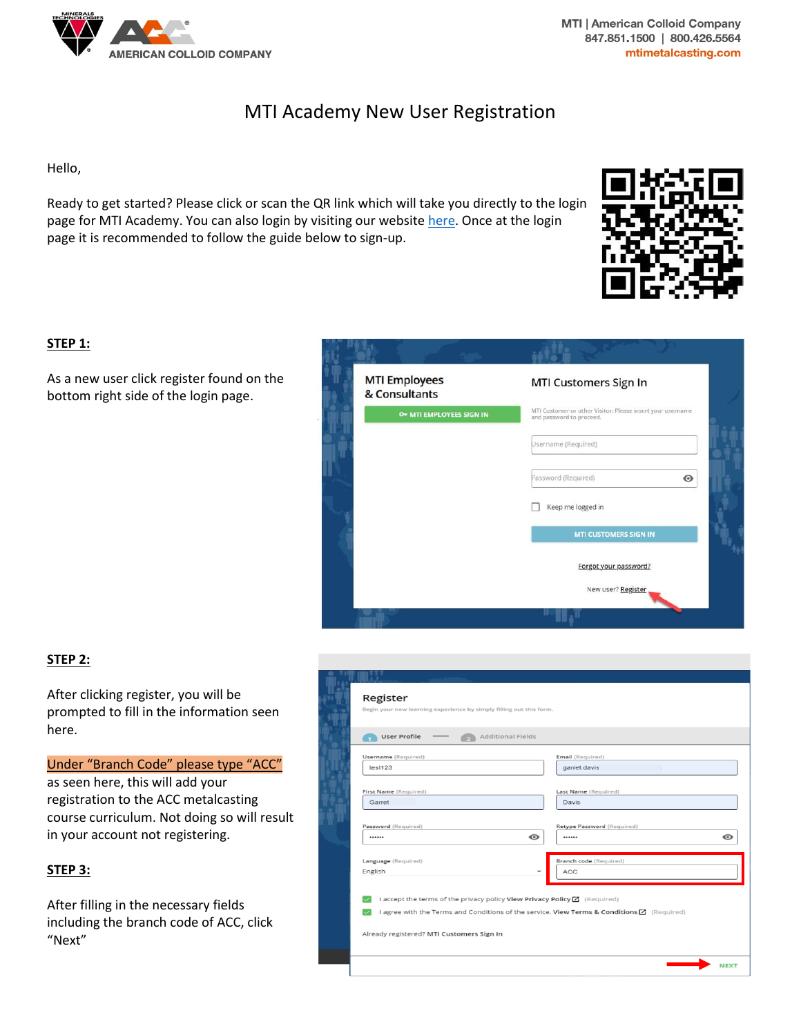MTI | American Colloid Company
847.851.1500 | 800.426.5564
mtimetalcasting.com

# MTI Academy New User Registration

Hello,

Ready to get started? Please click or scan the QR link which will take you directly to the login page for MTI Academy. You can also login by visiting our website here. Once at the login page it is recommended to follow the guide below to sign-up.

**STEP 1:**

As a new user click register found on the bottom right side of the login page.

**STEP 2:**

After clicking register, you will be prompted to fill in the information seen here.

Under "Branch Code" please type "ACC" as seen here, this will add your registration to the ACC metalcasting course curriculum. Not doing so will result in your account not registering.

**STEP 3:**

After filling in the necessary fields including the branch code of ACC, click "Next"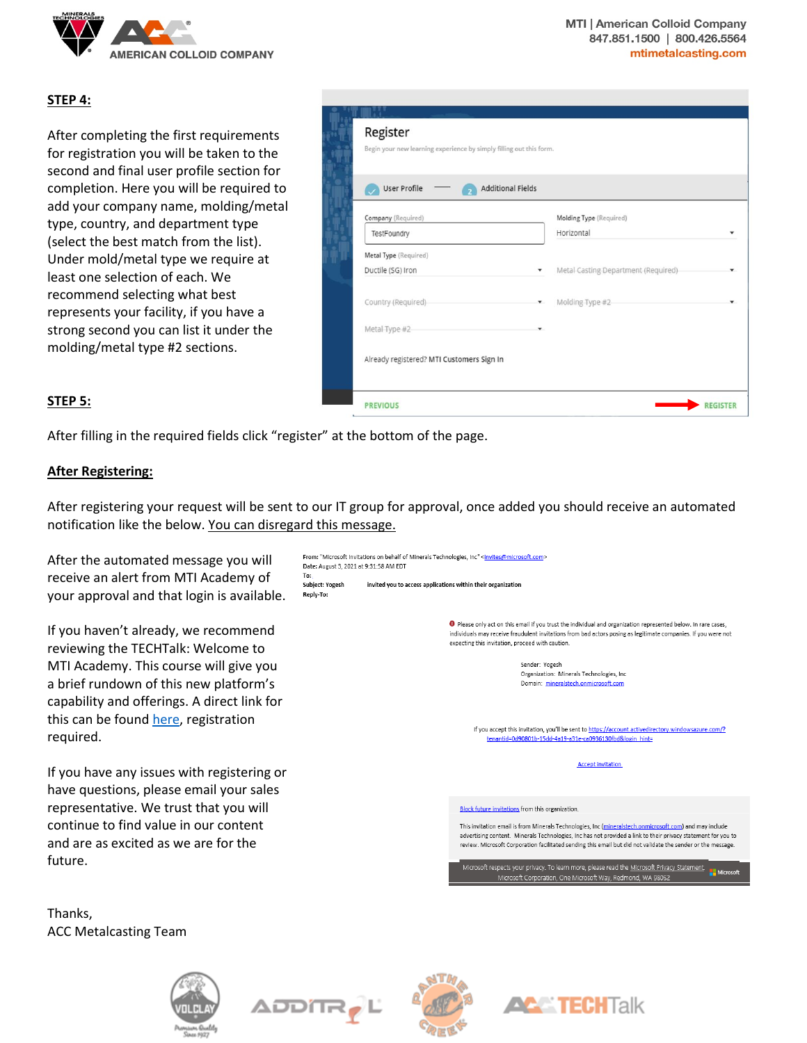**STEP 4:**

After completing the first requirements for registration you will be taken to the second and final user profile section for completion. Here you will be required to add your company name, molding/metal type, country, and department type (select the best match from the list). Under mold/metal type we require at least one selection of each. We recommend selecting what best represents your facility, if you have a strong second you can list it under the molding/metal type #2 sections.

Register

Begin your new learning experience by simply filling out this form.

User Profile — 2 Additional Fields

Company (Required): TestFoundry

Molding Type (Required): Horizontal

Metal Type (Required): Ductile (SG) Iron

Metal Casting Department (Required)

Country (Required)

Molding Type #2

Metal Type #2

Already registered? MTI Customers Sign In

PREVIOUS

REGISTER

**STEP 5:**

After filling in the required fields click "register" at the bottom of the page.

**After Registering:**

After registering your request will be sent to our IT group for approval, once added you should receive an automated notification like the below. <u>You can disregard this message.</u>

After the automated message you will receive an alert from MTI Academy of your approval and that login is available.

If you haven't already, we recommend reviewing the TECHTalk: Welcome to MTI Academy. This course will give you a brief rundown of this new platform's capability and offerings. A direct link for this can be found [here](), registration required.

If you have any issues with registering or have questions, please email your sales representative. We trust that you will continue to find value in our content and are as excited as we are for the future.

**From:** "Microsoft Invitations on behalf of Minerals Technologies, Inc" <invites@microsoft.com>
**Date:** August 5, 2021 at 9:31:58 AM EDT
**To:**
**Subject:** Yogesh invited you to access applications within their organization
**Reply-To:**

Please only act on this email if you trust the individual and organization represented below. In rare cases, individuals may receive fraudulent invitations from bad actors posing as legitimate companies. If you were not expecting this invitation, proceed with caution.

Sender: Yogesh
Organization: Minerals Technologies, Inc
Domain: mineralstech.onmicrosoft.com

If you accept this invitation, you'll be sent to https://account.activedirectory.windowsazure.com/?tenantid=0d90801b-15dd-4a19-a31e-ca0936130fbd&login_hint=

Accept invitation

Block future invitations from this organization.

This invitation email is from Minerals Technologies, Inc (mineralstech.onmicrosoft.com) and may include advertising content. Minerals Technologies, Inc has not provided a link to their privacy statement for you to review. Microsoft Corporation facilitated sending this email but did not validate the sender or the message.

Microsoft respects your privacy. To learn more, please read the Microsoft Privacy Statement.
Microsoft Corporation, One Microsoft Way, Redmond, WA 98052

Thanks,
ACC Metalcasting Team